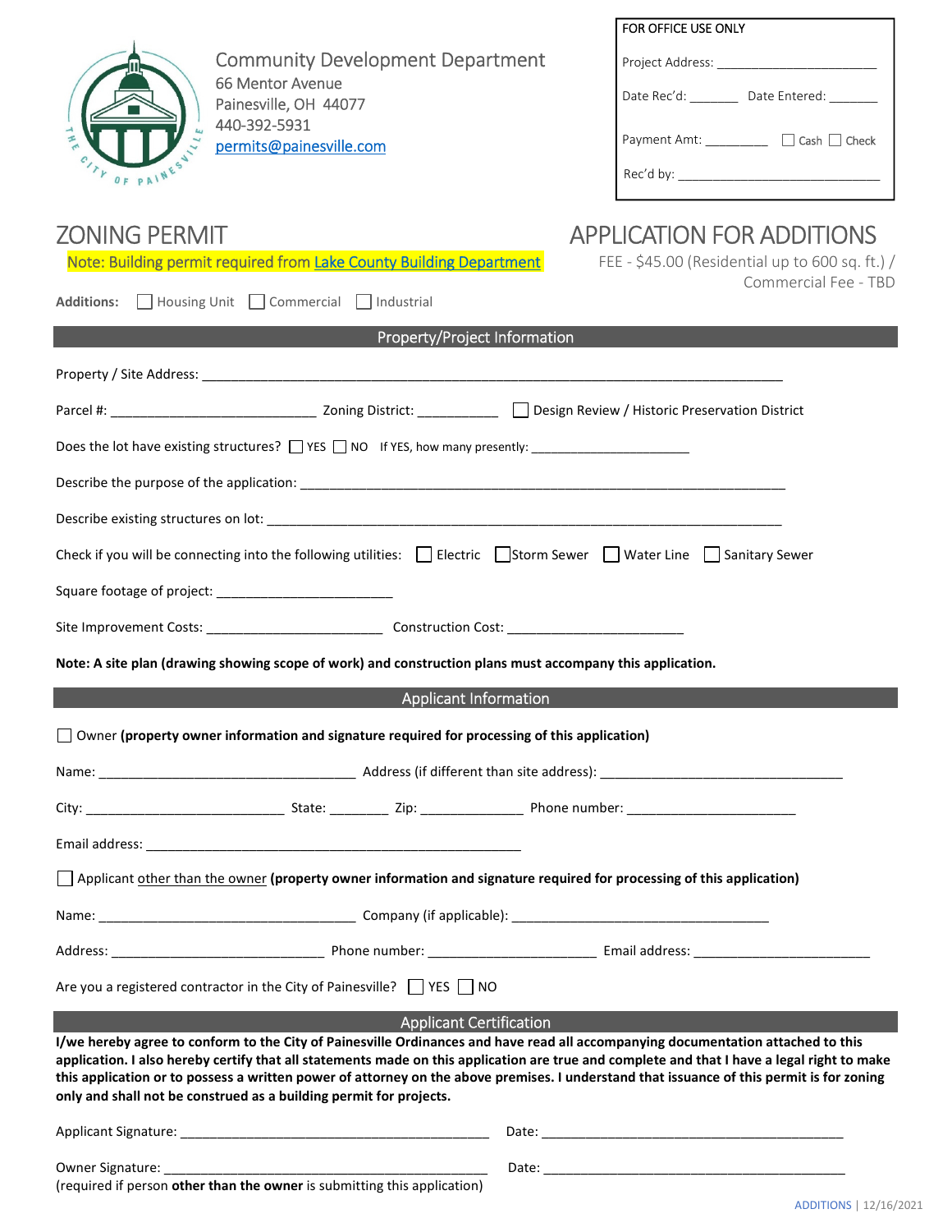Community Development Department
66 Mentor Avenue
Painesville, OH 44077
440-392-5931
permits@painesville.com

| FOR OFFICE USE ONLY |
|---|
| Project Address: ______________________ |
| Date Rec'd: _______ Date Entered: _______ |
| Payment Amt: _________ ☐ Cash ☐ Check |
| Rec'd by: ______________________________ |

# ZONING PERMIT

# APPLICATION FOR ADDITIONS

Note: Building permit required from Lake County Building Department

FEE - $45.00 (Residential up to 600 sq. ft.) / Commercial Fee - TBD

**Additions:** ☐ Housing Unit ☐ Commercial ☐ Industrial

## Property/Project Information

Property / Site Address: ________________________________________________________________________________

Parcel #: ____________________________ Zoning District: ___________ ☐ Design Review / Historic Preservation District

Does the lot have existing structures? ☐ YES ☐ NO If YES, how many presently: ______________________

Describe the purpose of the application: ___________________________________________________________________

Describe existing structures on lot: _______________________________________________________________________

Check if you will be connecting into the following utilities: ☐ Electric ☐ Storm Sewer ☐ Water Line ☐ Sanitary Sewer

Square footage of project: ________________________

Site Improvement Costs: ________________________ Construction Cost: ________________________

**Note: A site plan (drawing showing scope of work) and construction plans must accompany this application.**

## Applicant Information

☐ Owner **(property owner information and signature required for processing of this application)**

Name: ___________________________________ Address (if different than site address): _________________________________

City: ___________________________ State: ________ Zip: ______________ Phone number: _______________________

Email address: ____________________________________________________

☐ Applicant other than the owner **(property owner information and signature required for processing of this application)**

Name: ___________________________________ Company (if applicable): ___________________________________

Address: _____________________________ Phone number: _______________________ Email address: ________________________

Are you a registered contractor in the City of Painesville? ☐ YES ☐ NO

## Applicant Certification

**I/we hereby agree to conform to the City of Painesville Ordinances and have read all accompanying documentation attached to this application. I also hereby certify that all statements made on this application are true and complete and that I have a legal right to make this application or to possess a written power of attorney on the above premises. I understand that issuance of this permit is for zoning only and shall not be construed as a building permit for projects.**

Applicant Signature: ___________________________________________ Date: __________________________________________

Owner Signature: ______________________________________________ Date: __________________________________________
(required if person **other than the owner** is submitting this application)

ADDITIONS | 12/16/2021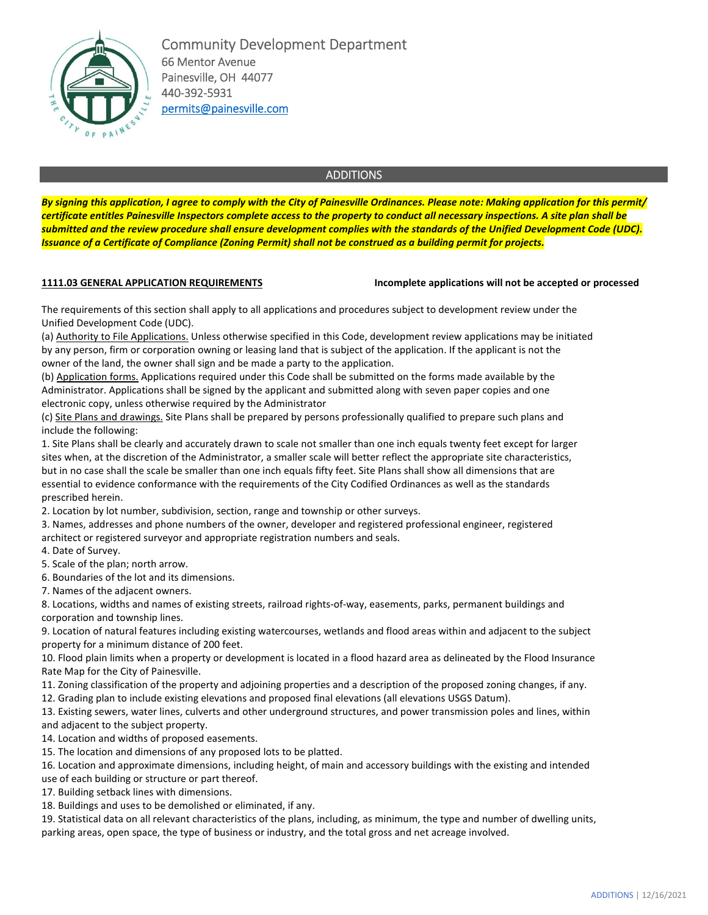Community Development Department
66 Mentor Avenue
Painesville, OH 44077
440-392-5931
permits@painesville.com

## ADDITIONS

***By signing this application, I agree to comply with the City of Painesville Ordinances. Please note: Making application for this permit/ certificate entitles Painesville Inspectors complete access to the property to conduct all necessary inspections. A site plan shall be submitted and the review procedure shall ensure development complies with the standards of the Unified Development Code (UDC). Issuance of a Certificate of Compliance (Zoning Permit) shall not be construed as a building permit for projects.***

**1111.03 GENERAL APPLICATION REQUIREMENTS** **Incomplete applications will not be accepted or processed**

The requirements of this section shall apply to all applications and procedures subject to development review under the Unified Development Code (UDC).

(a) Authority to File Applications. Unless otherwise specified in this Code, development review applications may be initiated by any person, firm or corporation owning or leasing land that is subject of the application. If the applicant is not the owner of the land, the owner shall sign and be made a party to the application.

(b) Application forms. Applications required under this Code shall be submitted on the forms made available by the Administrator. Applications shall be signed by the applicant and submitted along with seven paper copies and one electronic copy, unless otherwise required by the Administrator

(c) Site Plans and drawings. Site Plans shall be prepared by persons professionally qualified to prepare such plans and include the following:

1. Site Plans shall be clearly and accurately drawn to scale not smaller than one inch equals twenty feet except for larger sites when, at the discretion of the Administrator, a smaller scale will better reflect the appropriate site characteristics, but in no case shall the scale be smaller than one inch equals fifty feet. Site Plans shall show all dimensions that are essential to evidence conformance with the requirements of the City Codified Ordinances as well as the standards prescribed herein.
2. Location by lot number, subdivision, section, range and township or other surveys.
3. Names, addresses and phone numbers of the owner, developer and registered professional engineer, registered architect or registered surveyor and appropriate registration numbers and seals.
4. Date of Survey.
5. Scale of the plan; north arrow.
6. Boundaries of the lot and its dimensions.
7. Names of the adjacent owners.
8. Locations, widths and names of existing streets, railroad rights-of-way, easements, parks, permanent buildings and corporation and township lines.
9. Location of natural features including existing watercourses, wetlands and flood areas within and adjacent to the subject property for a minimum distance of 200 feet.
10. Flood plain limits when a property or development is located in a flood hazard area as delineated by the Flood Insurance Rate Map for the City of Painesville.
11. Zoning classification of the property and adjoining properties and a description of the proposed zoning changes, if any.
12. Grading plan to include existing elevations and proposed final elevations (all elevations USGS Datum).
13. Existing sewers, water lines, culverts and other underground structures, and power transmission poles and lines, within and adjacent to the subject property.
14. Location and widths of proposed easements.
15. The location and dimensions of any proposed lots to be platted.
16. Location and approximate dimensions, including height, of main and accessory buildings with the existing and intended use of each building or structure or part thereof.
17. Building setback lines with dimensions.
18. Buildings and uses to be demolished or eliminated, if any.
19. Statistical data on all relevant characteristics of the plans, including, as minimum, the type and number of dwelling units, parking areas, open space, the type of business or industry, and the total gross and net acreage involved.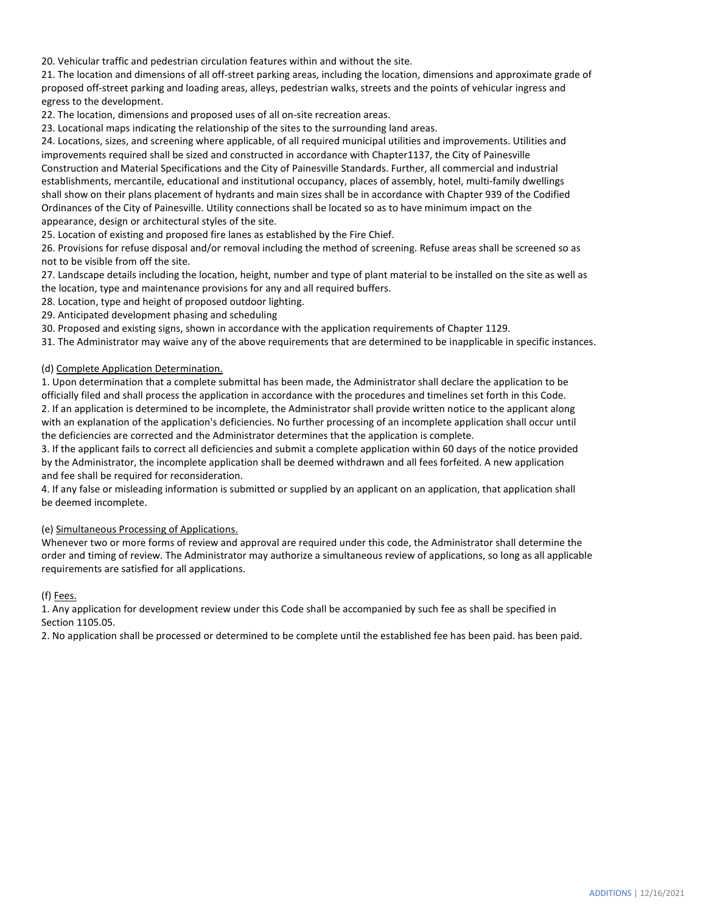20. Vehicular traffic and pedestrian circulation features within and without the site.

21. The location and dimensions of all off-street parking areas, including the location, dimensions and approximate grade of proposed off-street parking and loading areas, alleys, pedestrian walks, streets and the points of vehicular ingress and egress to the development.

22. The location, dimensions and proposed uses of all on-site recreation areas.

23. Locational maps indicating the relationship of the sites to the surrounding land areas.

24. Locations, sizes, and screening where applicable, of all required municipal utilities and improvements. Utilities and improvements required shall be sized and constructed in accordance with Chapter1137, the City of Painesville Construction and Material Specifications and the City of Painesville Standards. Further, all commercial and industrial establishments, mercantile, educational and institutional occupancy, places of assembly, hotel, multi-family dwellings shall show on their plans placement of hydrants and main sizes shall be in accordance with Chapter 939 of the Codified Ordinances of the City of Painesville. Utility connections shall be located so as to have minimum impact on the appearance, design or architectural styles of the site.

25. Location of existing and proposed fire lanes as established by the Fire Chief.

26. Provisions for refuse disposal and/or removal including the method of screening. Refuse areas shall be screened so as not to be visible from off the site.

27. Landscape details including the location, height, number and type of plant material to be installed on the site as well as the location, type and maintenance provisions for any and all required buffers.

28. Location, type and height of proposed outdoor lighting.

29. Anticipated development phasing and scheduling

30. Proposed and existing signs, shown in accordance with the application requirements of Chapter 1129.

31. The Administrator may waive any of the above requirements that are determined to be inapplicable in specific instances.

(d) Complete Application Determination.

1. Upon determination that a complete submittal has been made, the Administrator shall declare the application to be officially filed and shall process the application in accordance with the procedures and timelines set forth in this Code.

2. If an application is determined to be incomplete, the Administrator shall provide written notice to the applicant along with an explanation of the application's deficiencies. No further processing of an incomplete application shall occur until the deficiencies are corrected and the Administrator determines that the application is complete.

3. If the applicant fails to correct all deficiencies and submit a complete application within 60 days of the notice provided by the Administrator, the incomplete application shall be deemed withdrawn and all fees forfeited. A new application and fee shall be required for reconsideration.

4. If any false or misleading information is submitted or supplied by an applicant on an application, that application shall be deemed incomplete.

(e) Simultaneous Processing of Applications.

Whenever two or more forms of review and approval are required under this code, the Administrator shall determine the order and timing of review. The Administrator may authorize a simultaneous review of applications, so long as all applicable requirements are satisfied for all applications.

(f) Fees.

1. Any application for development review under this Code shall be accompanied by such fee as shall be specified in Section 1105.05.

2. No application shall be processed or determined to be complete until the established fee has been paid. has been paid.